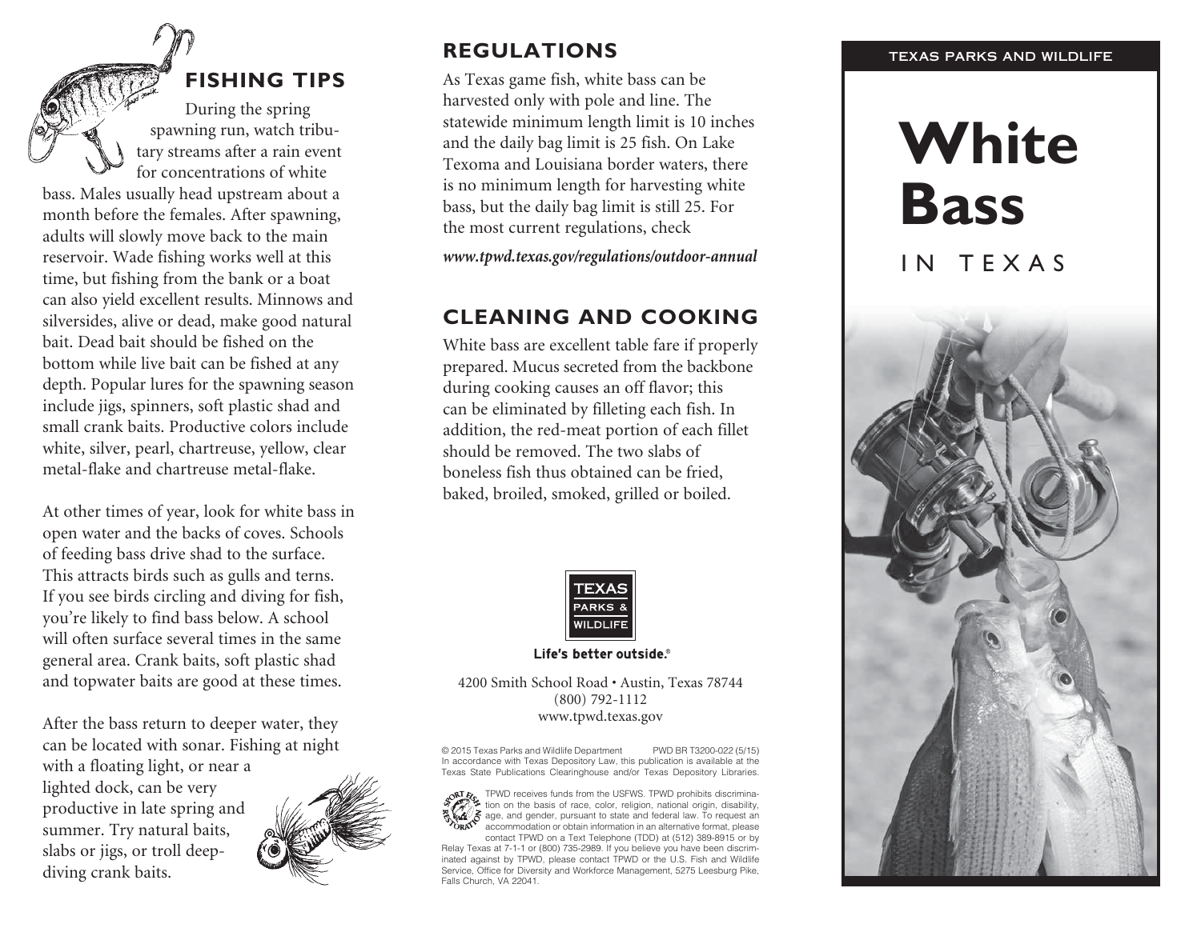## FISHING TIPS

During the spring spawning run, watch tributary streams after a rain event for concentrations of white bass. Males usually head upstream about a month before the females. After spawning, adults will slowly move back to the main reservoir. Wade fishing works well at this time, but fishing from the bank or a boat can also yield excellent results. Minnows and silversides, alive or dead, make good natural bait. Dead bait should be fished on the bottom while live bait can be fished at any depth. Popular lures for the spawning season include jigs, spinners, soft plastic shad and small crank baits. Productive colors include white, silver, pearl, chartreuse, yellow, clear metal-flake and chartreuse metal-flake.

At other times of year, look for white bass in open water and the backs of coves. Schools of feeding bass drive shad to the surface. This attracts birds such as gulls and terns. If you see birds circling and diving for fish, you're likely to find bass below. A school will often surface several times in the same general area. Crank baits, soft plastic shad and topwater baits are good at these times.

After the bass return to deeper water, they can be located with sonar. Fishing at night with a floating light, or near a lighted dock, can be very productive in late spring and summer. Try natural baits, slabs or jigs, or troll deep-diving crank baits.

## REGULATIONS

As Texas game fish, white bass can be harvested only with pole and line. The statewide minimum length limit is 10 inches and the daily bag limit is 25 fish. On Lake Texoma and Louisiana border waters, there is no minimum length for harvesting white bass, but the daily bag limit is still 25. For the most current regulations, check

***www.tpwd.texas.gov/regulations/outdoor-annual***

## CLEANING AND COOKING

White bass are excellent table fare if properly prepared. Mucus secreted from the backbone during cooking causes an off flavor; this can be eliminated by filleting each fish. In addition, the red-meat portion of each fillet should be removed. The two slabs of boneless fish thus obtained can be fried, baked, broiled, smoked, grilled or boiled.

TEXAS PARKS & WILDLIFE

Life's better outside.®

4200 Smith School Road • Austin, Texas 78744
(800) 792-1112
www.tpwd.texas.gov

© 2015 Texas Parks and Wildlife Department PWD BR T3200-022 (5/15)
In accordance with Texas Depository Law, this publication is available at the Texas State Publications Clearinghouse and/or Texas Depository Libraries.

TPWD receives funds from the USFWS. TPWD prohibits discrimination on the basis of race, color, religion, national origin, disability, age, and gender, pursuant to state and federal law. To request an accommodation or obtain information in an alternative format, please contact TPWD on a Text Telephone (TDD) at (512) 389-8915 or by Relay Texas at 7-1-1 or (800) 735-2989. If you believe you have been discriminated against by TPWD, please contact TPWD or the U.S. Fish and Wildlife Service, Office for Diversity and Workforce Management, 5275 Leesburg Pike, Falls Church, VA 22041.

TEXAS PARKS AND WILDLIFE

# White Bass

IN TEXAS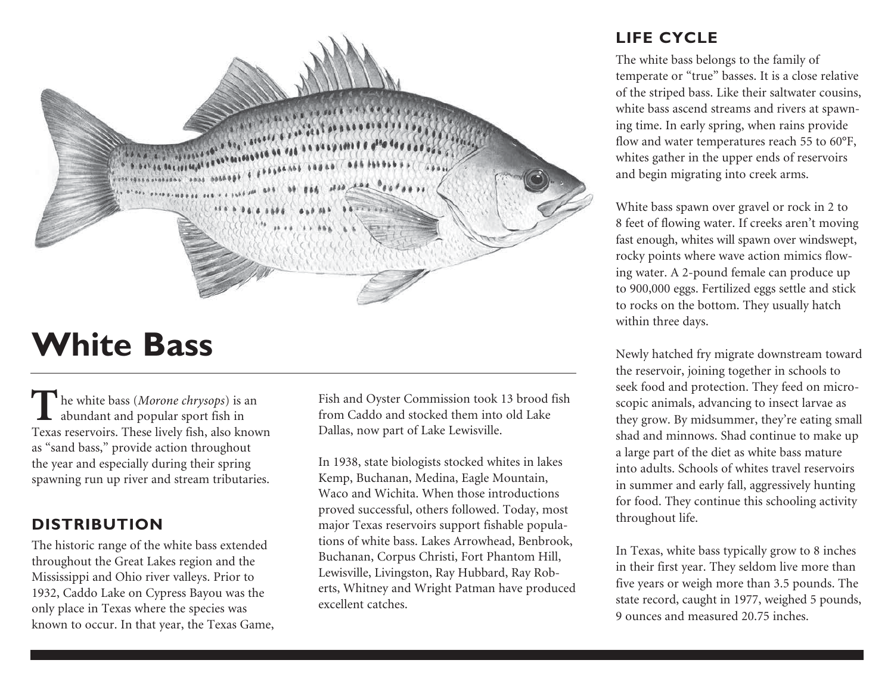# White Bass

The white bass (*Morone chrysops*) is an abundant and popular sport fish in Texas reservoirs. These lively fish, also known as "sand bass," provide action throughout the year and especially during their spring spawning run up river and stream tributaries.

## DISTRIBUTION

The historic range of the white bass extended throughout the Great Lakes region and the Mississippi and Ohio river valleys. Prior to 1932, Caddo Lake on Cypress Bayou was the only place in Texas where the species was known to occur. In that year, the Texas Game, Fish and Oyster Commission took 13 brood fish from Caddo and stocked them into old Lake Dallas, now part of Lake Lewisville.

In 1938, state biologists stocked whites in lakes Kemp, Buchanan, Medina, Eagle Mountain, Waco and Wichita. When those introductions proved successful, others followed. Today, most major Texas reservoirs support fishable populations of white bass. Lakes Arrowhead, Benbrook, Buchanan, Corpus Christi, Fort Phantom Hill, Lewisville, Livingston, Ray Hubbard, Ray Roberts, Whitney and Wright Patman have produced excellent catches.

## LIFE CYCLE

The white bass belongs to the family of temperate or "true" basses. It is a close relative of the striped bass. Like their saltwater cousins, white bass ascend streams and rivers at spawning time. In early spring, when rains provide flow and water temperatures reach 55 to 60°F, whites gather in the upper ends of reservoirs and begin migrating into creek arms.

White bass spawn over gravel or rock in 2 to 8 feet of flowing water. If creeks aren't moving fast enough, whites will spawn over windswept, rocky points where wave action mimics flowing water. A 2-pound female can produce up to 900,000 eggs. Fertilized eggs settle and stick to rocks on the bottom. They usually hatch within three days.

Newly hatched fry migrate downstream toward the reservoir, joining together in schools to seek food and protection. They feed on microscopic animals, advancing to insect larvae as they grow. By midsummer, they're eating small shad and minnows. Shad continue to make up a large part of the diet as white bass mature into adults. Schools of whites travel reservoirs in summer and early fall, aggressively hunting for food. They continue this schooling activity throughout life.

In Texas, white bass typically grow to 8 inches in their first year. They seldom live more than five years or weigh more than 3.5 pounds. The state record, caught in 1977, weighed 5 pounds, 9 ounces and measured 20.75 inches.